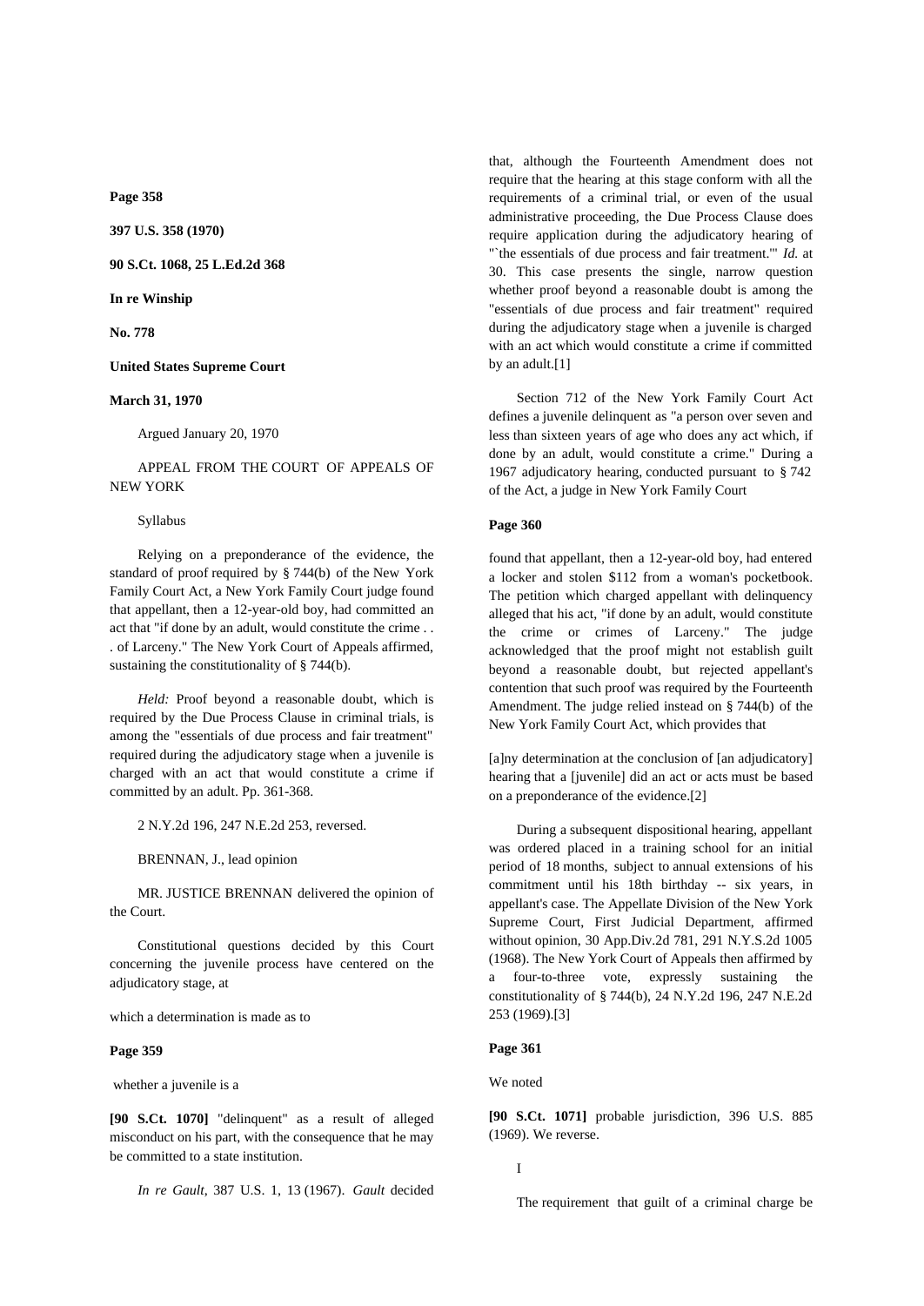**Page 358**

**397 U.S. 358 (1970)**

**90 S.Ct. 1068, 25 L.Ed.2d 368**

**In re Winship**

**No. 778**

**United States Supreme Court**

**March 31, 1970**

Argued January 20, 1970

APPEAL FROM THE COURT OF APPEALS OF NEW YORK

Syllabus

Relying on a preponderance of the evidence, the standard of proof required by § 744(b) of the New York Family Court Act, a New York Family Court judge found that appellant, then a 12-year-old boy, had committed an act that "if done by an adult, would constitute the crime . . . of Larceny." The New York Court of Appeals affirmed, sustaining the constitutionality of § 744(b).

*Held:* Proof beyond a reasonable doubt, which is required by the Due Process Clause in criminal trials, is among the "essentials of due process and fair treatment" required during the adjudicatory stage when a juvenile is charged with an act that would constitute a crime if committed by an adult. Pp. 361-368.

2 N.Y.2d 196, 247 N.E.2d 253, reversed.

BRENNAN, J., lead opinion

MR. JUSTICE BRENNAN delivered the opinion of the Court.

Constitutional questions decided by this Court concerning the juvenile process have centered on the adjudicatory stage, at

which a determination is made as to

**Page 359**

whether a juvenile is a

**[90 S.Ct. 1070]** "delinquent" as a result of alleged misconduct on his part, with the consequence that he may be committed to a state institution.

*In re Gault,* 387 U.S. 1, 13 (1967). *Gault* decided that, although the Fourteenth Amendment does not require that the hearing at this stage conform with all the requirements of a criminal trial, or even of the usual administrative proceeding, the Due Process Clause does require application during the adjudicatory hearing of "`the essentials of due process and fair treatment.'" *Id.* at 30. This case presents the single, narrow question whether proof beyond a reasonable doubt is among the "essentials of due process and fair treatment" required during the adjudicatory stage when a juvenile is charged with an act which would constitute a crime if committed by an adult.[1]

Section 712 of the New York Family Court Act defines a juvenile delinquent as "a person over seven and less than sixteen years of age who does any act which, if done by an adult, would constitute a crime." During a 1967 adjudicatory hearing, conducted pursuant to § 742 of the Act, a judge in New York Family Court

**Page 360**

found that appellant, then a 12-year-old boy, had entered a locker and stolen $112 from a woman's pocketbook. The petition which charged appellant with delinquency alleged that his act, "if done by an adult, would constitute the crime or crimes of Larceny." The judge acknowledged that the proof might not establish guilt beyond a reasonable doubt, but rejected appellant's contention that such proof was required by the Fourteenth Amendment. The judge relied instead on § 744(b) of the New York Family Court Act, which provides that

[a]ny determination at the conclusion of [an adjudicatory] hearing that a [juvenile] did an act or acts must be based on a preponderance of the evidence.[2]

During a subsequent dispositional hearing, appellant was ordered placed in a training school for an initial period of 18 months, subject to annual extensions of his commitment until his 18th birthday -- six years, in appellant's case. The Appellate Division of the New York Supreme Court, First Judicial Department, affirmed without opinion, 30 App.Div.2d 781, 291 N.Y.S.2d 1005 (1968). The New York Court of Appeals then affirmed by a four-to-three vote, expressly sustaining the constitutionality of § 744(b), 24 N.Y.2d 196, 247 N.E.2d 253 (1969).[3]

**Page 361**

We noted

**[90 S.Ct. 1071]** probable jurisdiction, 396 U.S. 885 (1969). We reverse.

I

The requirement that guilt of a criminal charge be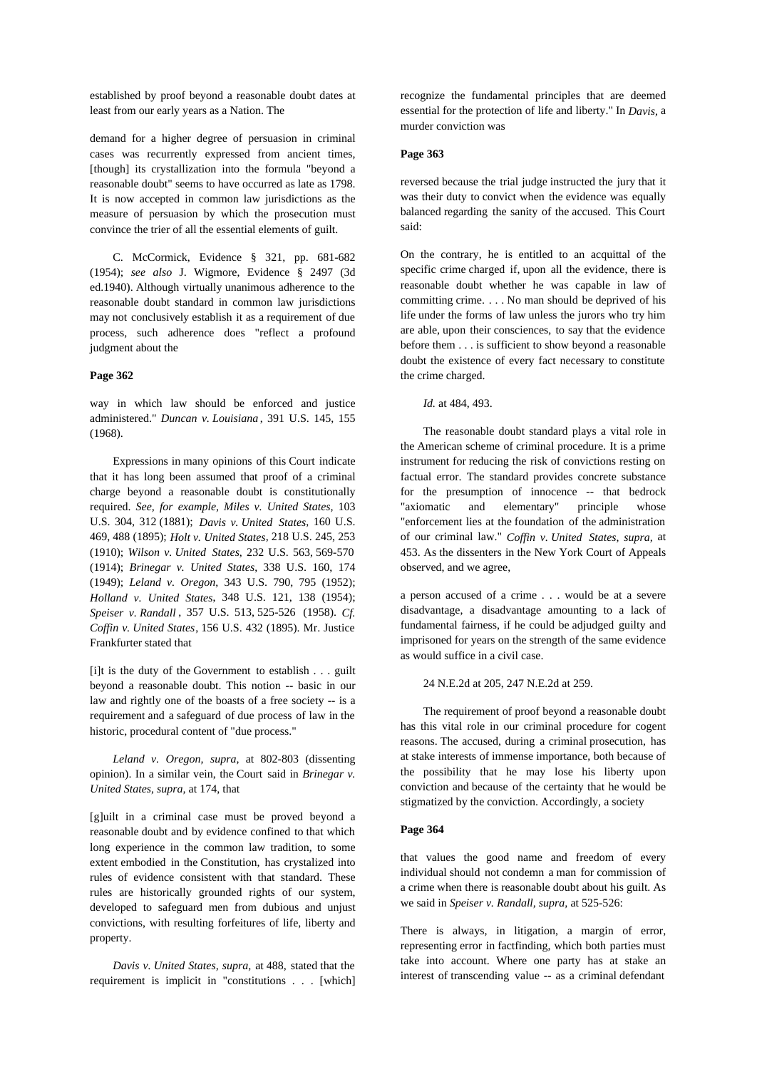established by proof beyond a reasonable doubt dates at least from our early years as a Nation. The

demand for a higher degree of persuasion in criminal cases was recurrently expressed from ancient times, [though] its crystallization into the formula "beyond a reasonable doubt" seems to have occurred as late as 1798. It is now accepted in common law jurisdictions as the measure of persuasion by which the prosecution must convince the trier of all the essential elements of guilt.

C. McCormick, Evidence § 321, pp. 681-682 (1954); *see also* J. Wigmore, Evidence § 2497 (3d ed.1940). Although virtually unanimous adherence to the reasonable doubt standard in common law jurisdictions may not conclusively establish it as a requirement of due process, such adherence does "reflect a profound judgment about the

**Page 362**

way in which law should be enforced and justice administered." *Duncan v. Louisiana*, 391 U.S. 145, 155 (1968).

Expressions in many opinions of this Court indicate that it has long been assumed that proof of a criminal charge beyond a reasonable doubt is constitutionally required. *See, for example, Miles v. United States,* 103 U.S. 304, 312 (1881); *Davis v. United States*, 160 U.S. 469, 488 (1895); *Holt v. United States*, 218 U.S. 245, 253 (1910); *Wilson v. United States,* 232 U.S. 563, 569-570 (1914); *Brinegar v. United States*, 338 U.S. 160, 174 (1949); *Leland v. Oregon*, 343 U.S. 790, 795 (1952); *Holland v. United States,* 348 U.S. 121, 138 (1954); *Speiser v. Randall*, 357 U.S. 513, 525-526 (1958). *Cf. Coffin v. United States*, 156 U.S. 432 (1895). Mr. Justice Frankfurter stated that

[i]t is the duty of the Government to establish . . . guilt beyond a reasonable doubt. This notion -- basic in our law and rightly one of the boasts of a free society -- is a requirement and a safeguard of due process of law in the historic, procedural content of "due process."

*Leland v. Oregon, supra,* at 802-803 (dissenting opinion). In a similar vein, the Court said in *Brinegar v. United States*, *supra,* at 174, that

[g]uilt in a criminal case must be proved beyond a reasonable doubt and by evidence confined to that which long experience in the common law tradition, to some extent embodied in the Constitution, has crystalized into rules of evidence consistent with that standard. These rules are historically grounded rights of our system, developed to safeguard men from dubious and unjust convictions, with resulting forfeitures of life, liberty and property.

*Davis v. United States, supra,* at 488, stated that the requirement is implicit in "constitutions . . . [which] recognize the fundamental principles that are deemed essential for the protection of life and liberty." In *Davis*, a murder conviction was

**Page 363**

reversed because the trial judge instructed the jury that it was their duty to convict when the evidence was equally balanced regarding the sanity of the accused. This Court said:

On the contrary, he is entitled to an acquittal of the specific crime charged if, upon all the evidence, there is reasonable doubt whether he was capable in law of committing crime. . . . No man should be deprived of his life under the forms of law unless the jurors who try him are able, upon their consciences, to say that the evidence before them . . . is sufficient to show beyond a reasonable doubt the existence of every fact necessary to constitute the crime charged.

*Id.* at 484, 493.

The reasonable doubt standard plays a vital role in the American scheme of criminal procedure. It is a prime instrument for reducing the risk of convictions resting on factual error. The standard provides concrete substance for the presumption of innocence -- that bedrock "axiomatic and elementary" principle whose "enforcement lies at the foundation of the administration of our criminal law." *Coffin v. United States, supra,* at 453. As the dissenters in the New York Court of Appeals observed, and we agree,

a person accused of a crime . . . would be at a severe disadvantage, a disadvantage amounting to a lack of fundamental fairness, if he could be adjudged guilty and imprisoned for years on the strength of the same evidence as would suffice in a civil case.

24 N.E.2d at 205, 247 N.E.2d at 259.

The requirement of proof beyond a reasonable doubt has this vital role in our criminal procedure for cogent reasons. The accused, during a criminal prosecution, has at stake interests of immense importance, both because of the possibility that he may lose his liberty upon conviction and because of the certainty that he would be stigmatized by the conviction. Accordingly, a society

**Page 364**

that values the good name and freedom of every individual should not condemn a man for commission of a crime when there is reasonable doubt about his guilt. As we said in *Speiser v. Randall, supra,* at 525-526:

There is always, in litigation, a margin of error, representing error in factfinding, which both parties must take into account. Where one party has at stake an interest of transcending value -- as a criminal defendant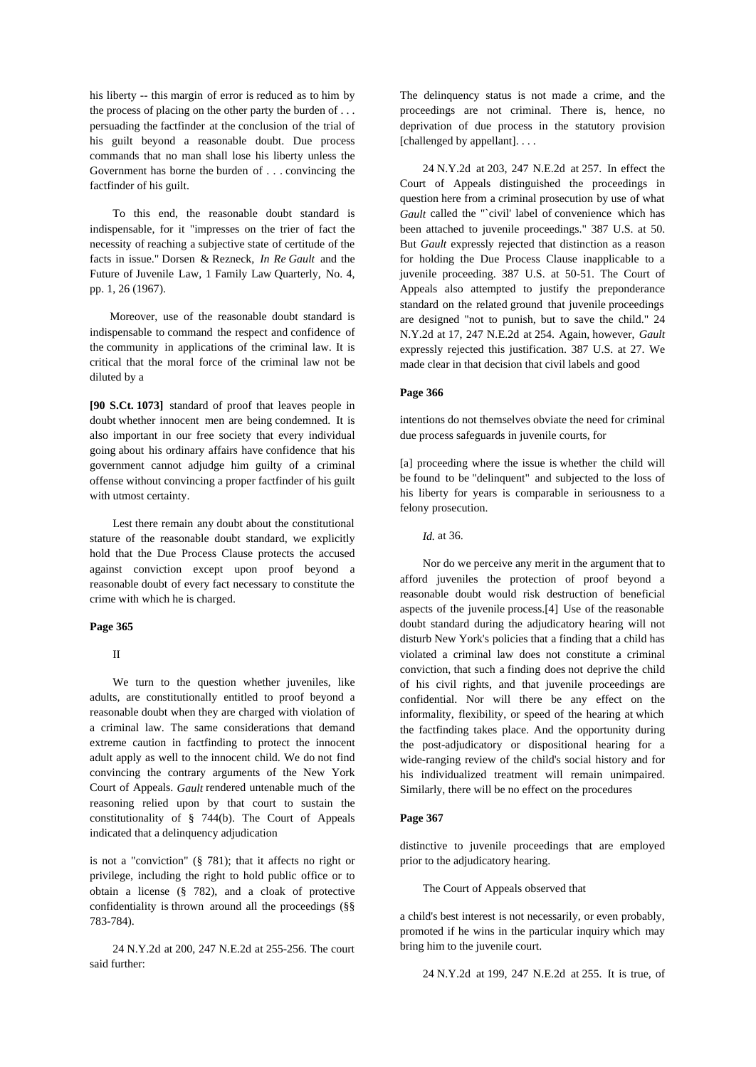his liberty -- this margin of error is reduced as to him by the process of placing on the other party the burden of . . . persuading the factfinder at the conclusion of the trial of his guilt beyond a reasonable doubt. Due process commands that no man shall lose his liberty unless the Government has borne the burden of . . . convincing the factfinder of his guilt.

To this end, the reasonable doubt standard is indispensable, for it "impresses on the trier of fact the necessity of reaching a subjective state of certitude of the facts in issue." Dorsen & Rezneck, *In Re Gault* and the Future of Juvenile Law, 1 Family Law Quarterly, No. 4, pp. 1, 26 (1967).

Moreover, use of the reasonable doubt standard is indispensable to command the respect and confidence of the community in applications of the criminal law. It is critical that the moral force of the criminal law not be diluted by a

**[90 S.Ct. 1073]** standard of proof that leaves people in doubt whether innocent men are being condemned. It is also important in our free society that every individual going about his ordinary affairs have confidence that his government cannot adjudge him guilty of a criminal offense without convincing a proper factfinder of his guilt with utmost certainty.

Lest there remain any doubt about the constitutional stature of the reasonable doubt standard, we explicitly hold that the Due Process Clause protects the accused against conviction except upon proof beyond a reasonable doubt of every fact necessary to constitute the crime with which he is charged.

**Page 365**

II

We turn to the question whether juveniles, like adults, are constitutionally entitled to proof beyond a reasonable doubt when they are charged with violation of a criminal law. The same considerations that demand extreme caution in factfinding to protect the innocent adult apply as well to the innocent child. We do not find convincing the contrary arguments of the New York Court of Appeals. *Gault* rendered untenable much of the reasoning relied upon by that court to sustain the constitutionality of § 744(b). The Court of Appeals indicated that a delinquency adjudication

is not a "conviction" (§ 781); that it affects no right or privilege, including the right to hold public office or to obtain a license (§ 782), and a cloak of protective confidentiality is thrown around all the proceedings (§§ 783-784).

24 N.Y.2d at 200, 247 N.E.2d at 255-256. The court said further:

The delinquency status is not made a crime, and the proceedings are not criminal. There is, hence, no deprivation of due process in the statutory provision [challenged by appellant]. . . .

24 N.Y.2d at 203, 247 N.E.2d at 257. In effect the Court of Appeals distinguished the proceedings in question here from a criminal prosecution by use of what *Gault* called the "`civil' label of convenience which has been attached to juvenile proceedings." 387 U.S. at 50. But *Gault* expressly rejected that distinction as a reason for holding the Due Process Clause inapplicable to a juvenile proceeding. 387 U.S. at 50-51. The Court of Appeals also attempted to justify the preponderance standard on the related ground that juvenile proceedings are designed "not to punish, but to save the child." 24 N.Y.2d at 17, 247 N.E.2d at 254. Again, however, *Gault* expressly rejected this justification. 387 U.S. at 27. We made clear in that decision that civil labels and good

**Page 366**

intentions do not themselves obviate the need for criminal due process safeguards in juvenile courts, for

[a] proceeding where the issue is whether the child will be found to be "delinquent" and subjected to the loss of his liberty for years is comparable in seriousness to a felony prosecution.

*Id.* at 36.

Nor do we perceive any merit in the argument that to afford juveniles the protection of proof beyond a reasonable doubt would risk destruction of beneficial aspects of the juvenile process.[4] Use of the reasonable doubt standard during the adjudicatory hearing will not disturb New York's policies that a finding that a child has violated a criminal law does not constitute a criminal conviction, that such a finding does not deprive the child of his civil rights, and that juvenile proceedings are confidential. Nor will there be any effect on the informality, flexibility, or speed of the hearing at which the factfinding takes place. And the opportunity during the post-adjudicatory or dispositional hearing for a wide-ranging review of the child's social history and for his individualized treatment will remain unimpaired. Similarly, there will be no effect on the procedures

**Page 367**

distinctive to juvenile proceedings that are employed prior to the adjudicatory hearing.

The Court of Appeals observed that

a child's best interest is not necessarily, or even probably, promoted if he wins in the particular inquiry which may bring him to the juvenile court.

24 N.Y.2d at 199, 247 N.E.2d at 255. It is true, of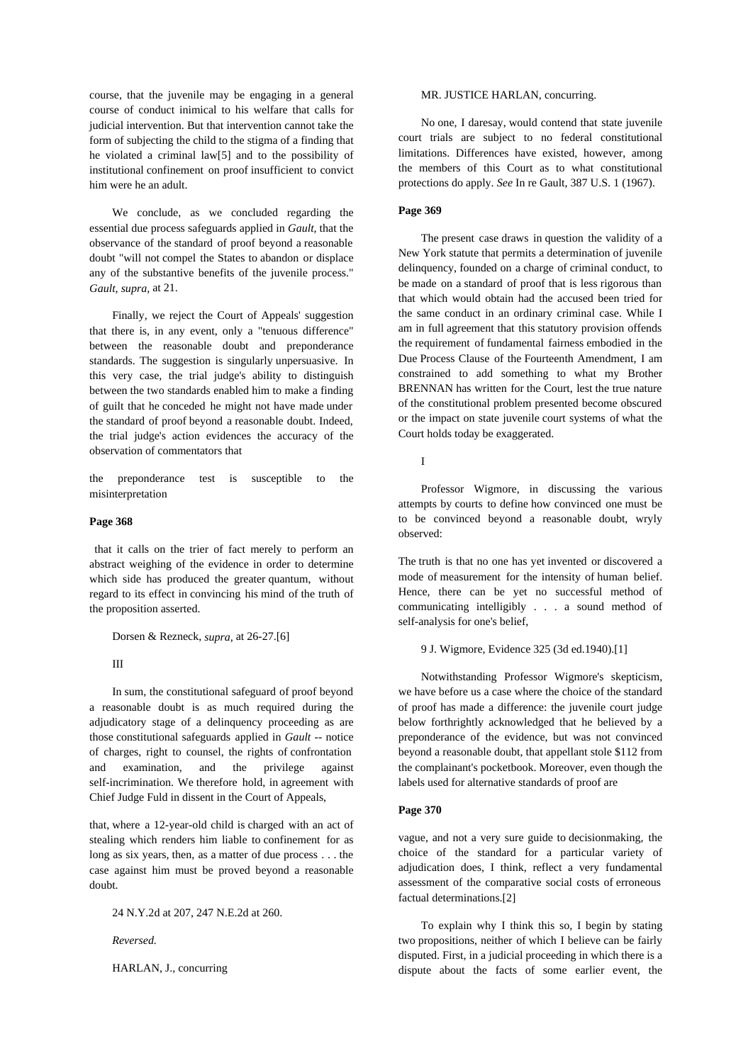course, that the juvenile may be engaging in a general course of conduct inimical to his welfare that calls for judicial intervention. But that intervention cannot take the form of subjecting the child to the stigma of a finding that he violated a criminal law[5] and to the possibility of institutional confinement on proof insufficient to convict him were he an adult.

We conclude, as we concluded regarding the essential due process safeguards applied in *Gault,* that the observance of the standard of proof beyond a reasonable doubt "will not compel the States to abandon or displace any of the substantive benefits of the juvenile process." *Gault, supra,* at 21.

Finally, we reject the Court of Appeals' suggestion that there is, in any event, only a "tenuous difference" between the reasonable doubt and preponderance standards. The suggestion is singularly unpersuasive. In this very case, the trial judge's ability to distinguish between the two standards enabled him to make a finding of guilt that he conceded he might not have made under the standard of proof beyond a reasonable doubt. Indeed, the trial judge's action evidences the accuracy of the observation of commentators that

the preponderance test is susceptible to the misinterpretation

**Page 368**

that it calls on the trier of fact merely to perform an abstract weighing of the evidence in order to determine which side has produced the greater quantum, without regard to its effect in convincing his mind of the truth of the proposition asserted.

Dorsen & Rezneck, *supra,* at 26-27.[6]

III

In sum, the constitutional safeguard of proof beyond a reasonable doubt is as much required during the adjudicatory stage of a delinquency proceeding as are those constitutional safeguards applied in *Gault* -- notice of charges, right to counsel, the rights of confrontation and examination, and the privilege against self-incrimination. We therefore hold, in agreement with Chief Judge Fuld in dissent in the Court of Appeals,

that, where a 12-year-old child is charged with an act of stealing which renders him liable to confinement for as long as six years, then, as a matter of due process . . . the case against him must be proved beyond a reasonable doubt.

24 N.Y.2d at 207, 247 N.E.2d at 260.

*Reversed.*

HARLAN, J., concurring

MR. JUSTICE HARLAN, concurring.

No one, I daresay, would contend that state juvenile court trials are subject to no federal constitutional limitations. Differences have existed, however, among the members of this Court as to what constitutional protections do apply. *See* In re Gault, 387 U.S. 1 (1967).

**Page 369**

The present case draws in question the validity of a New York statute that permits a determination of juvenile delinquency, founded on a charge of criminal conduct, to be made on a standard of proof that is less rigorous than that which would obtain had the accused been tried for the same conduct in an ordinary criminal case. While I am in full agreement that this statutory provision offends the requirement of fundamental fairness embodied in the Due Process Clause of the Fourteenth Amendment, I am constrained to add something to what my Brother BRENNAN has written for the Court, lest the true nature of the constitutional problem presented become obscured or the impact on state juvenile court systems of what the Court holds today be exaggerated.

I

Professor Wigmore, in discussing the various attempts by courts to define how convinced one must be to be convinced beyond a reasonable doubt, wryly observed:

The truth is that no one has yet invented or discovered a mode of measurement for the intensity of human belief. Hence, there can be yet no successful method of communicating intelligibly . . . a sound method of self-analysis for one's belief,

9 J. Wigmore, Evidence 325 (3d ed.1940).[1]

Notwithstanding Professor Wigmore's skepticism, we have before us a case where the choice of the standard of proof has made a difference: the juvenile court judge below forthrightly acknowledged that he believed by a preponderance of the evidence, but was not convinced beyond a reasonable doubt, that appellant stole $112 from the complainant's pocketbook. Moreover, even though the labels used for alternative standards of proof are

**Page 370**

vague, and not a very sure guide to decisionmaking, the choice of the standard for a particular variety of adjudication does, I think, reflect a very fundamental assessment of the comparative social costs of erroneous factual determinations.[2]

To explain why I think this so, I begin by stating two propositions, neither of which I believe can be fairly disputed. First, in a judicial proceeding in which there is a dispute about the facts of some earlier event, the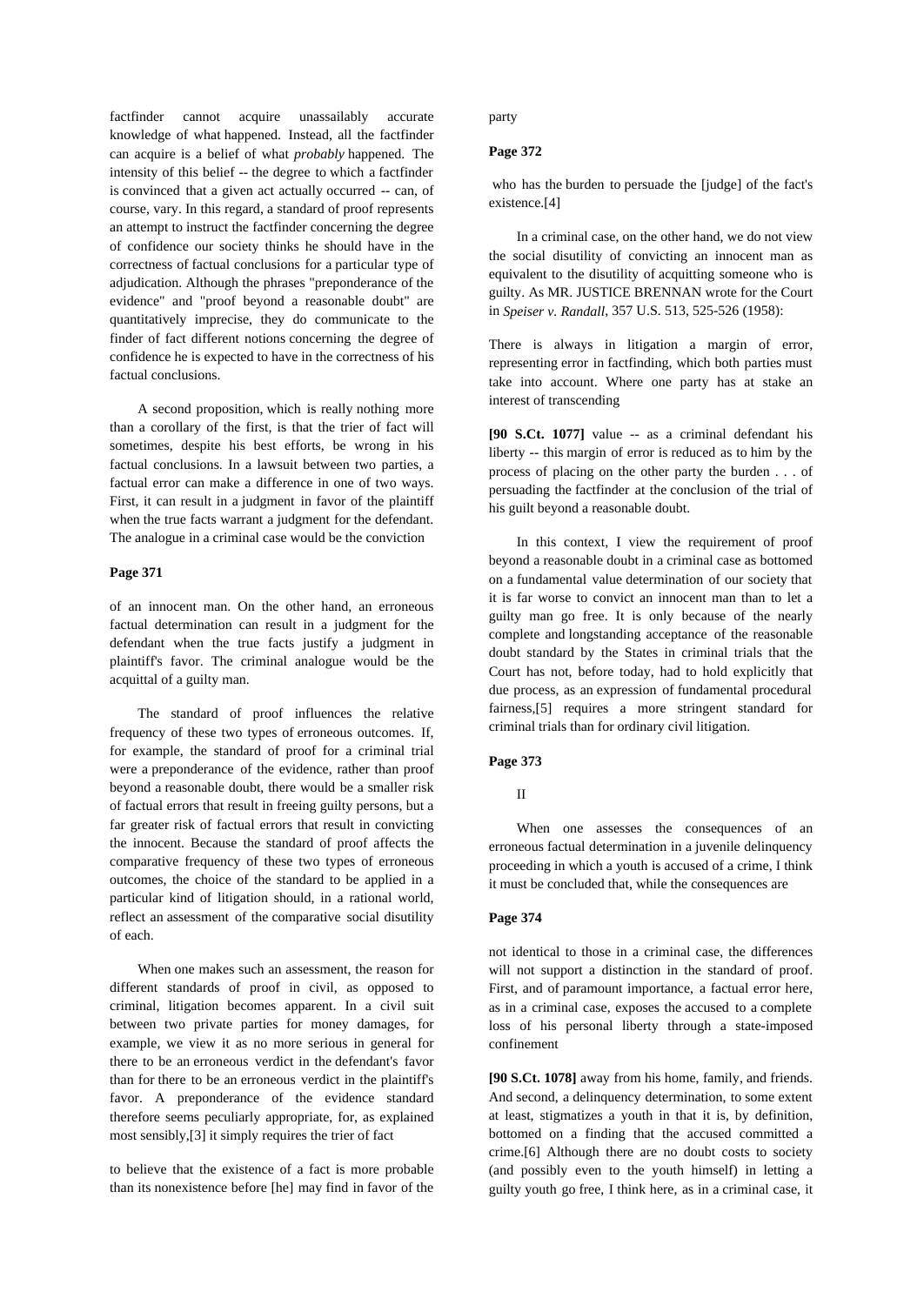factfinder cannot acquire unassailably accurate knowledge of what happened. Instead, all the factfinder can acquire is a belief of what *probably* happened. The intensity of this belief -- the degree to which a factfinder is convinced that a given act actually occurred -- can, of course, vary. In this regard, a standard of proof represents an attempt to instruct the factfinder concerning the degree of confidence our society thinks he should have in the correctness of factual conclusions for a particular type of adjudication. Although the phrases "preponderance of the evidence" and "proof beyond a reasonable doubt" are quantitatively imprecise, they do communicate to the finder of fact different notions concerning the degree of confidence he is expected to have in the correctness of his factual conclusions.

A second proposition, which is really nothing more than a corollary of the first, is that the trier of fact will sometimes, despite his best efforts, be wrong in his factual conclusions. In a lawsuit between two parties, a factual error can make a difference in one of two ways. First, it can result in a judgment in favor of the plaintiff when the true facts warrant a judgment for the defendant. The analogue in a criminal case would be the conviction

**Page 371**

of an innocent man. On the other hand, an erroneous factual determination can result in a judgment for the defendant when the true facts justify a judgment in plaintiff's favor. The criminal analogue would be the acquittal of a guilty man.

The standard of proof influences the relative frequency of these two types of erroneous outcomes. If, for example, the standard of proof for a criminal trial were a preponderance of the evidence, rather than proof beyond a reasonable doubt, there would be a smaller risk of factual errors that result in freeing guilty persons, but a far greater risk of factual errors that result in convicting the innocent. Because the standard of proof affects the comparative frequency of these two types of erroneous outcomes, the choice of the standard to be applied in a particular kind of litigation should, in a rational world, reflect an assessment of the comparative social disutility of each.

When one makes such an assessment, the reason for different standards of proof in civil, as opposed to criminal, litigation becomes apparent. In a civil suit between two private parties for money damages, for example, we view it as no more serious in general for there to be an erroneous verdict in the defendant's favor than for there to be an erroneous verdict in the plaintiff's favor. A preponderance of the evidence standard therefore seems peculiarly appropriate, for, as explained most sensibly,[3] it simply requires the trier of fact

to believe that the existence of a fact is more probable than its nonexistence before [he] may find in favor of the party

**Page 372**

who has the burden to persuade the [judge] of the fact's existence.[4]

In a criminal case, on the other hand, we do not view the social disutility of convicting an innocent man as equivalent to the disutility of acquitting someone who is guilty. As MR. JUSTICE BRENNAN wrote for the Court in *Speiser v. Randall*, 357 U.S. 513, 525-526 (1958):

There is always in litigation a margin of error, representing error in factfinding, which both parties must take into account. Where one party has at stake an interest of transcending

**[90 S.Ct. 1077]** value -- as a criminal defendant his liberty -- this margin of error is reduced as to him by the process of placing on the other party the burden . . . of persuading the factfinder at the conclusion of the trial of his guilt beyond a reasonable doubt.

In this context, I view the requirement of proof beyond a reasonable doubt in a criminal case as bottomed on a fundamental value determination of our society that it is far worse to convict an innocent man than to let a guilty man go free. It is only because of the nearly complete and longstanding acceptance of the reasonable doubt standard by the States in criminal trials that the Court has not, before today, had to hold explicitly that due process, as an expression of fundamental procedural fairness,[5] requires a more stringent standard for criminal trials than for ordinary civil litigation.

**Page 373**

II

When one assesses the consequences of an erroneous factual determination in a juvenile delinquency proceeding in which a youth is accused of a crime, I think it must be concluded that, while the consequences are

**Page 374**

not identical to those in a criminal case, the differences will not support a distinction in the standard of proof. First, and of paramount importance, a factual error here, as in a criminal case, exposes the accused to a complete loss of his personal liberty through a state-imposed confinement

**[90 S.Ct. 1078]** away from his home, family, and friends. And second, a delinquency determination, to some extent at least, stigmatizes a youth in that it is, by definition, bottomed on a finding that the accused committed a crime.[6] Although there are no doubt costs to society (and possibly even to the youth himself) in letting a guilty youth go free, I think here, as in a criminal case, it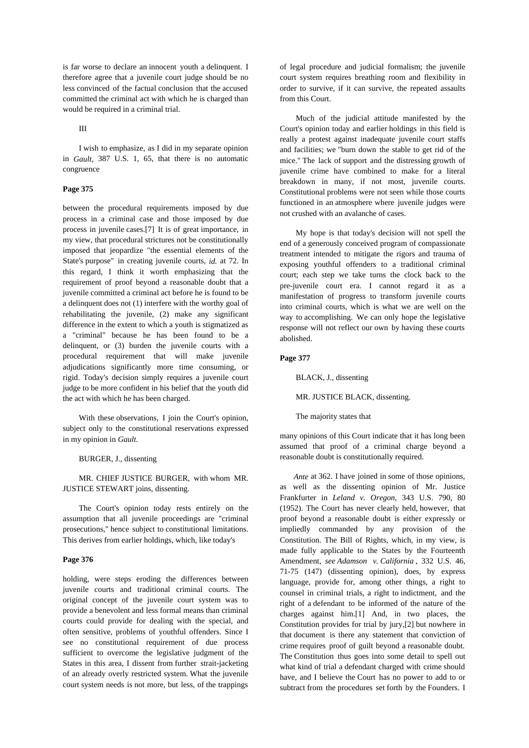is far worse to declare an innocent youth a delinquent. I therefore agree that a juvenile court judge should be no less convinced of the factual conclusion that the accused committed the criminal act with which he is charged than would be required in a criminal trial.

III

I wish to emphasize, as I did in my separate opinion in *Gault,* 387 U.S. 1, 65, that there is no automatic congruence

**Page 375**

between the procedural requirements imposed by due process in a criminal case and those imposed by due process in juvenile cases.[7] It is of great importance, in my view, that procedural strictures not be constitutionally imposed that jeopardize "the essential elements of the State's purpose" in creating juvenile courts, *id.* at 72. In this regard, I think it worth emphasizing that the requirement of proof beyond a reasonable doubt that a juvenile committed a criminal act before he is found to be a delinquent does not (1) interfere with the worthy goal of rehabilitating the juvenile, (2) make any significant difference in the extent to which a youth is stigmatized as a "criminal" because he has been found to be a delinquent, or (3) burden the juvenile courts with a procedural requirement that will make juvenile adjudications significantly more time consuming, or rigid. Today's decision simply requires a juvenile court judge to be more confident in his belief that the youth did the act with which he has been charged.

With these observations, I join the Court's opinion, subject only to the constitutional reservations expressed in my opinion in *Gault.*

BURGER, J., dissenting

MR. CHIEF JUSTICE BURGER, with whom MR. JUSTICE STEWART joins, dissenting.

The Court's opinion today rests entirely on the assumption that all juvenile proceedings are "criminal prosecutions," hence subject to constitutional limitations. This derives from earlier holdings, which, like today's

**Page 376**

holding, were steps eroding the differences between juvenile courts and traditional criminal courts. The original concept of the juvenile court system was to provide a benevolent and less formal means than criminal courts could provide for dealing with the special, and often sensitive, problems of youthful offenders. Since I see no constitutional requirement of due process sufficient to overcome the legislative judgment of the States in this area, I dissent from further strait-jacketing of an already overly restricted system. What the juvenile court system needs is not more, but less, of the trappings of legal procedure and judicial formalism; the juvenile court system requires breathing room and flexibility in order to survive, if it can survive, the repeated assaults from this Court.

Much of the judicial attitude manifested by the Court's opinion today and earlier holdings in this field is really a protest against inadequate juvenile court staffs and facilities; we "burn down the stable to get rid of the mice." The lack of support and the distressing growth of juvenile crime have combined to make for a literal breakdown in many, if not most, juvenile courts. Constitutional problems were not seen while those courts functioned in an atmosphere where juvenile judges were not crushed with an avalanche of cases.

My hope is that today's decision will not spell the end of a generously conceived program of compassionate treatment intended to mitigate the rigors and trauma of exposing youthful offenders to a traditional criminal court; each step we take turns the clock back to the pre-juvenile court era. I cannot regard it as a manifestation of progress to transform juvenile courts into criminal courts, which is what we are well on the way to accomplishing. We can only hope the legislative response will not reflect our own by having these courts abolished.

**Page 377**

BLACK, J., dissenting

MR. JUSTICE BLACK, dissenting.

The majority states that

many opinions of this Court indicate that it has long been assumed that proof of a criminal charge beyond a reasonable doubt is constitutionally required.

*Ante* at 362. I have joined in some of those opinions, as well as the dissenting opinion of Mr. Justice Frankfurter in *Leland v. Oregon,* 343 U.S. 790, 80 (1952). The Court has never clearly held, however, that proof beyond a reasonable doubt is either expressly or impliedly commanded by any provision of the Constitution. The Bill of Rights, which, in my view, is made fully applicable to the States by the Fourteenth Amendment, *see Adamson v. California*, 332 U.S. 46, 71-75 (147) (dissenting opinion), does, by express language, provide for, among other things, a right to counsel in criminal trials, a right to indictment, and the right of a defendant to be informed of the nature of the charges against him.[1] And, in two places, the Constitution provides for trial by jury,[2] but nowhere in that document is there any statement that conviction of crime requires proof of guilt beyond a reasonable doubt. The Constitution thus goes into some detail to spell out what kind of trial a defendant charged with crime should have, and I believe the Court has no power to add to or subtract from the procedures set forth by the Founders. I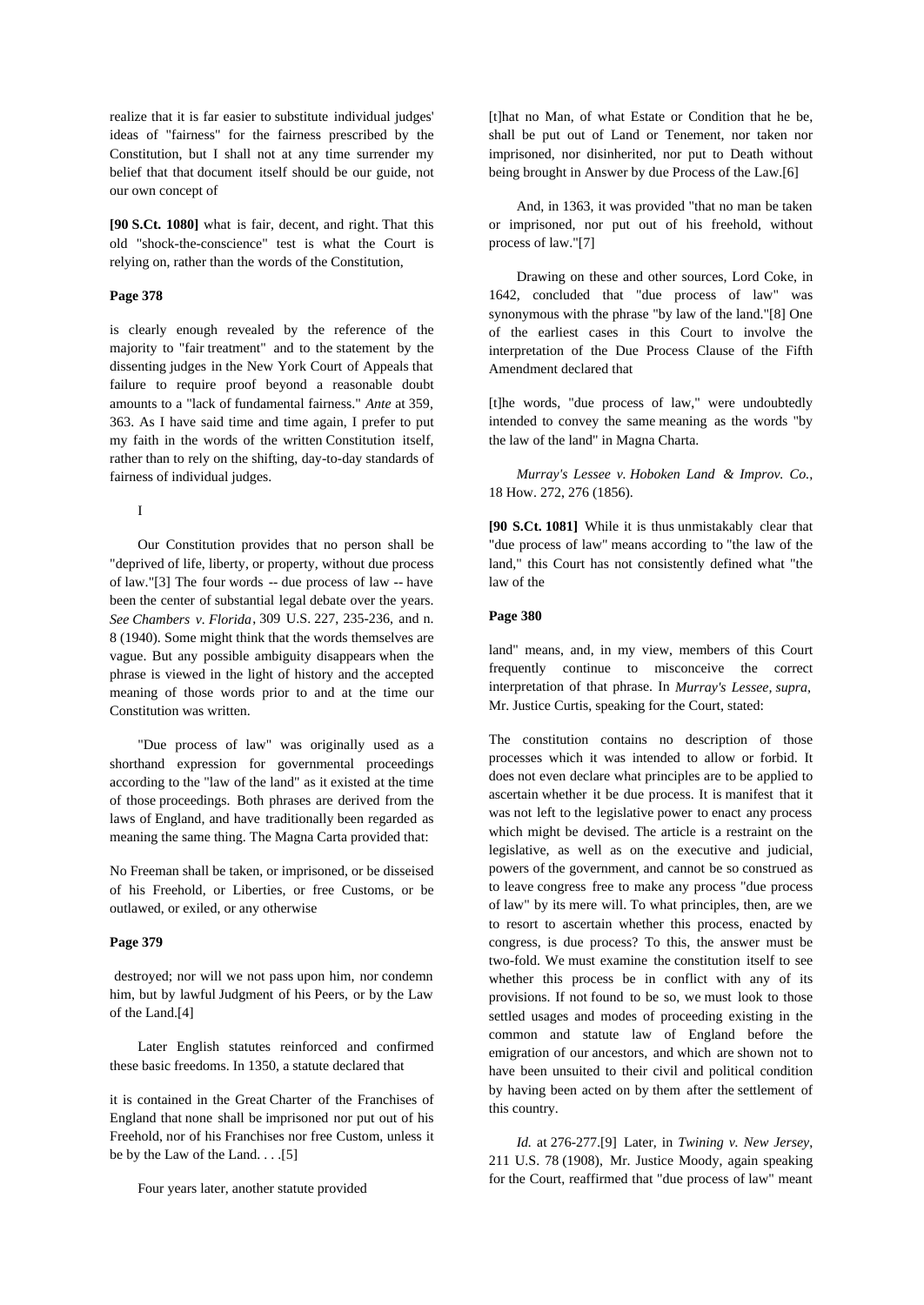realize that it is far easier to substitute individual judges' ideas of "fairness" for the fairness prescribed by the Constitution, but I shall not at any time surrender my belief that that document itself should be our guide, not our own concept of

**[90 S.Ct. 1080]** what is fair, decent, and right. That this old "shock-the-conscience" test is what the Court is relying on, rather than the words of the Constitution,

**Page 378**

is clearly enough revealed by the reference of the majority to "fair treatment" and to the statement by the dissenting judges in the New York Court of Appeals that failure to require proof beyond a reasonable doubt amounts to a "lack of fundamental fairness." *Ante* at 359, 363. As I have said time and time again, I prefer to put my faith in the words of the written Constitution itself, rather than to rely on the shifting, day-to-day standards of fairness of individual judges.

I

Our Constitution provides that no person shall be "deprived of life, liberty, or property, without due process of law."[3] The four words -- due process of law -- have been the center of substantial legal debate over the years. *See Chambers v. Florida*, 309 U.S. 227, 235-236, and n. 8 (1940). Some might think that the words themselves are vague. But any possible ambiguity disappears when the phrase is viewed in the light of history and the accepted meaning of those words prior to and at the time our Constitution was written.

"Due process of law" was originally used as a shorthand expression for governmental proceedings according to the "law of the land" as it existed at the time of those proceedings. Both phrases are derived from the laws of England, and have traditionally been regarded as meaning the same thing. The Magna Carta provided that:

No Freeman shall be taken, or imprisoned, or be disseised of his Freehold, or Liberties, or free Customs, or be outlawed, or exiled, or any otherwise

**Page 379**

destroyed; nor will we not pass upon him, nor condemn him, but by lawful Judgment of his Peers, or by the Law of the Land.[4]

Later English statutes reinforced and confirmed these basic freedoms. In 1350, a statute declared that

it is contained in the Great Charter of the Franchises of England that none shall be imprisoned nor put out of his Freehold, nor of his Franchises nor free Custom, unless it be by the Law of the Land. . . .[5]

Four years later, another statute provided

[t]hat no Man, of what Estate or Condition that he be, shall be put out of Land or Tenement, nor taken nor imprisoned, nor disinherited, nor put to Death without being brought in Answer by due Process of the Law.[6]

And, in 1363, it was provided "that no man be taken or imprisoned, nor put out of his freehold, without process of law."[7]

Drawing on these and other sources, Lord Coke, in 1642, concluded that "due process of law" was synonymous with the phrase "by law of the land."[8] One of the earliest cases in this Court to involve the interpretation of the Due Process Clause of the Fifth Amendment declared that

[t]he words, "due process of law," were undoubtedly intended to convey the same meaning as the words "by the law of the land" in Magna Charta.

*Murray's Lessee v. Hoboken Land & Improv. Co.*, 18 How. 272, 276 (1856).

**[90 S.Ct. 1081]** While it is thus unmistakably clear that "due process of law" means according to "the law of the land," this Court has not consistently defined what "the law of the

**Page 380**

land" means, and, in my view, members of this Court frequently continue to misconceive the correct interpretation of that phrase. In *Murray's Lessee, supra,* Mr. Justice Curtis, speaking for the Court, stated:

The constitution contains no description of those processes which it was intended to allow or forbid. It does not even declare what principles are to be applied to ascertain whether it be due process. It is manifest that it was not left to the legislative power to enact any process which might be devised. The article is a restraint on the legislative, as well as on the executive and judicial, powers of the government, and cannot be so construed as to leave congress free to make any process "due process of law" by its mere will. To what principles, then, are we to resort to ascertain whether this process, enacted by congress, is due process? To this, the answer must be two-fold. We must examine the constitution itself to see whether this process be in conflict with any of its provisions. If not found to be so, we must look to those settled usages and modes of proceeding existing in the common and statute law of England before the emigration of our ancestors, and which are shown not to have been unsuited to their civil and political condition by having been acted on by them after the settlement of this country.

*Id.* at 276-277.[9] Later, in *Twining v. New Jersey*, 211 U.S. 78 (1908), Mr. Justice Moody, again speaking for the Court, reaffirmed that "due process of law" meant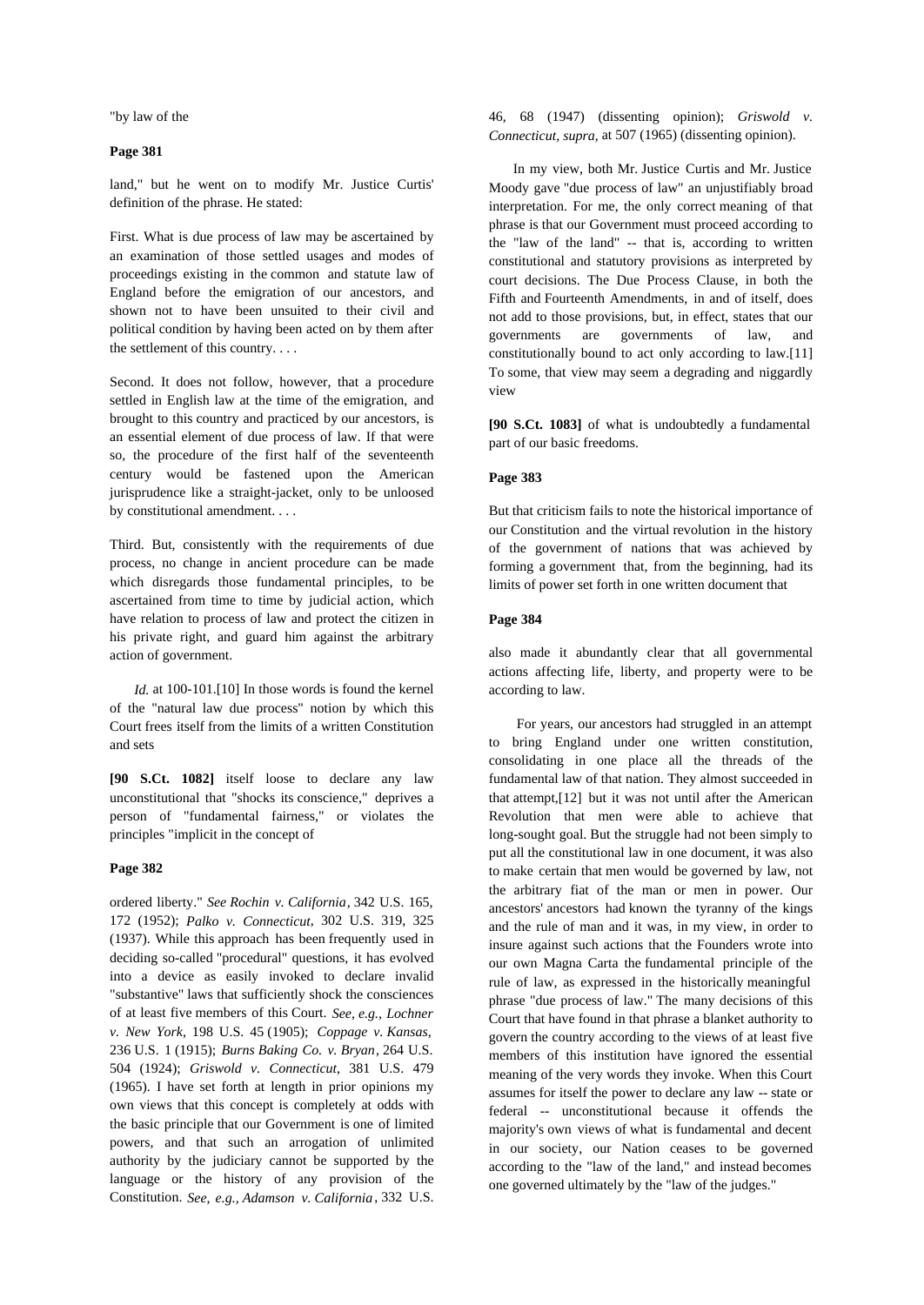"by law of the

**Page 381**

land," but he went on to modify Mr. Justice Curtis' definition of the phrase. He stated:

First. What is due process of law may be ascertained by an examination of those settled usages and modes of proceedings existing in the common and statute law of England before the emigration of our ancestors, and shown not to have been unsuited to their civil and political condition by having been acted on by them after the settlement of this country. . . .

Second. It does not follow, however, that a procedure settled in English law at the time of the emigration, and brought to this country and practiced by our ancestors, is an essential element of due process of law. If that were so, the procedure of the first half of the seventeenth century would be fastened upon the American jurisprudence like a straight-jacket, only to be unloosed by constitutional amendment. . . .

Third. But, consistently with the requirements of due process, no change in ancient procedure can be made which disregards those fundamental principles, to be ascertained from time to time by judicial action, which have relation to process of law and protect the citizen in his private right, and guard him against the arbitrary action of government.

*Id.* at 100-101.[10] In those words is found the kernel of the "natural law due process" notion by which this Court frees itself from the limits of a written Constitution and sets

**[90 S.Ct. 1082]** itself loose to declare any law unconstitutional that "shocks its conscience," deprives a person of "fundamental fairness," or violates the principles "implicit in the concept of

**Page 382**

ordered liberty." *See Rochin v. California*, 342 U.S. 165, 172 (1952); *Palko v. Connecticut*, 302 U.S. 319, 325 (1937). While this approach has been frequently used in deciding so-called "procedural" questions, it has evolved into a device as easily invoked to declare invalid "substantive" laws that sufficiently shock the consciences of at least five members of this Court. *See, e.g., Lochner v. New York*, 198 U.S. 45 (1905); *Coppage v. Kansas*, 236 U.S. 1 (1915); *Burns Baking Co. v. Bryan*, 264 U.S. 504 (1924); *Griswold v. Connecticut*, 381 U.S. 479 (1965). I have set forth at length in prior opinions my own views that this concept is completely at odds with the basic principle that our Government is one of limited powers, and that such an arrogation of unlimited authority by the judiciary cannot be supported by the language or the history of any provision of the Constitution. *See, e.g., Adamson v. California*, 332 U.S. 46, 68 (1947) (dissenting opinion); *Griswold v. Connecticut, supra,* at 507 (1965) (dissenting opinion).

In my view, both Mr. Justice Curtis and Mr. Justice Moody gave "due process of law" an unjustifiably broad interpretation. For me, the only correct meaning of that phrase is that our Government must proceed according to the "law of the land" -- that is, according to written constitutional and statutory provisions as interpreted by court decisions. The Due Process Clause, in both the Fifth and Fourteenth Amendments, in and of itself, does not add to those provisions, but, in effect, states that our governments are governments of law, and constitutionally bound to act only according to law.[11] To some, that view may seem a degrading and niggardly view

**[90 S.Ct. 1083]** of what is undoubtedly a fundamental part of our basic freedoms.

**Page 383**

But that criticism fails to note the historical importance of our Constitution and the virtual revolution in the history of the government of nations that was achieved by forming a government that, from the beginning, had its limits of power set forth in one written document that

**Page 384**

also made it abundantly clear that all governmental actions affecting life, liberty, and property were to be according to law.

For years, our ancestors had struggled in an attempt to bring England under one written constitution, consolidating in one place all the threads of the fundamental law of that nation. They almost succeeded in that attempt,[12] but it was not until after the American Revolution that men were able to achieve that long-sought goal. But the struggle had not been simply to put all the constitutional law in one document, it was also to make certain that men would be governed by law, not the arbitrary fiat of the man or men in power. Our ancestors' ancestors had known the tyranny of the kings and the rule of man and it was, in my view, in order to insure against such actions that the Founders wrote into our own Magna Carta the fundamental principle of the rule of law, as expressed in the historically meaningful phrase "due process of law." The many decisions of this Court that have found in that phrase a blanket authority to govern the country according to the views of at least five members of this institution have ignored the essential meaning of the very words they invoke. When this Court assumes for itself the power to declare any law -- state or federal -- unconstitutional because it offends the majority's own views of what is fundamental and decent in our society, our Nation ceases to be governed according to the "law of the land," and instead becomes one governed ultimately by the "law of the judges."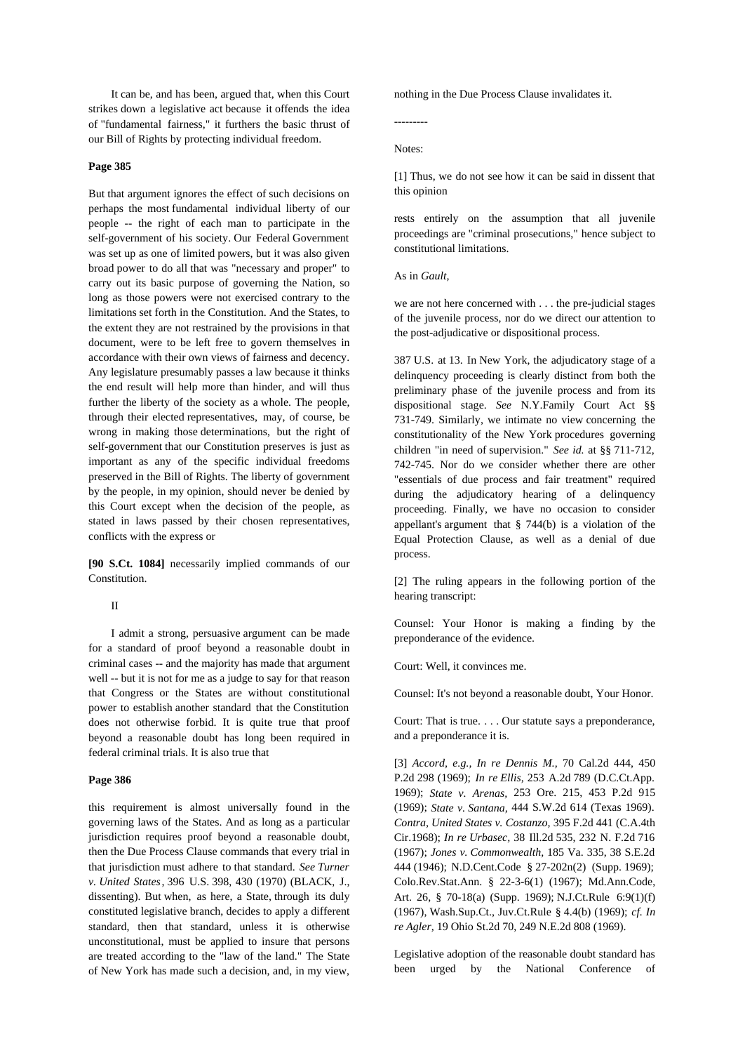It can be, and has been, argued that, when this Court strikes down a legislative act because it offends the idea of "fundamental fairness," it furthers the basic thrust of our Bill of Rights by protecting individual freedom.

**Page 385**

But that argument ignores the effect of such decisions on perhaps the most fundamental individual liberty of our people -- the right of each man to participate in the self-government of his society. Our Federal Government was set up as one of limited powers, but it was also given broad power to do all that was "necessary and proper" to carry out its basic purpose of governing the Nation, so long as those powers were not exercised contrary to the limitations set forth in the Constitution. And the States, to the extent they are not restrained by the provisions in that document, were to be left free to govern themselves in accordance with their own views of fairness and decency. Any legislature presumably passes a law because it thinks the end result will help more than hinder, and will thus further the liberty of the society as a whole. The people, through their elected representatives, may, of course, be wrong in making those determinations, but the right of self-government that our Constitution preserves is just as important as any of the specific individual freedoms preserved in the Bill of Rights. The liberty of government by the people, in my opinion, should never be denied by this Court except when the decision of the people, as stated in laws passed by their chosen representatives, conflicts with the express or

**[90 S.Ct. 1084]** necessarily implied commands of our Constitution.

II

I admit a strong, persuasive argument can be made for a standard of proof beyond a reasonable doubt in criminal cases -- and the majority has made that argument well -- but it is not for me as a judge to say for that reason that Congress or the States are without constitutional power to establish another standard that the Constitution does not otherwise forbid. It is quite true that proof beyond a reasonable doubt has long been required in federal criminal trials. It is also true that

**Page 386**

this requirement is almost universally found in the governing laws of the States. And as long as a particular jurisdiction requires proof beyond a reasonable doubt, then the Due Process Clause commands that every trial in that jurisdiction must adhere to that standard. *See Turner v. United States*, 396 U.S. 398, 430 (1970) (BLACK, J., dissenting). But when, as here, a State, through its duly constituted legislative branch, decides to apply a different standard, then that standard, unless it is otherwise unconstitutional, must be applied to insure that persons are treated according to the "law of the land." The State of New York has made such a decision, and, in my view, nothing in the Due Process Clause invalidates it.

---------

Notes:

[1] Thus, we do not see how it can be said in dissent that this opinion

rests entirely on the assumption that all juvenile proceedings are "criminal prosecutions," hence subject to constitutional limitations.

As in *Gault*,

we are not here concerned with . . . the pre-judicial stages of the juvenile process, nor do we direct our attention to the post-adjudicative or dispositional process.

387 U.S. at 13. In New York, the adjudicatory stage of a delinquency proceeding is clearly distinct from both the preliminary phase of the juvenile process and from its dispositional stage. *See* N.Y.Family Court Act §§ 731-749. Similarly, we intimate no view concerning the constitutionality of the New York procedures governing children "in need of supervision." *See id.* at §§ 711-712, 742-745. Nor do we consider whether there are other "essentials of due process and fair treatment" required during the adjudicatory hearing of a delinquency proceeding. Finally, we have no occasion to consider appellant's argument that § 744(b) is a violation of the Equal Protection Clause, as well as a denial of due process.

[2] The ruling appears in the following portion of the hearing transcript:

Counsel: Your Honor is making a finding by the preponderance of the evidence.

Court: Well, it convinces me.

Counsel: It's not beyond a reasonable doubt, Your Honor.

Court: That is true. . . . Our statute says a preponderance, and a preponderance it is.

[3] *Accord, e.g., In re Dennis M.*, 70 Cal.2d 444, 450 P.2d 298 (1969); *In re Ellis*, 253 A.2d 789 (D.C.Ct.App. 1969); *State v. Arenas*, 253 Ore. 215, 453 P.2d 915 (1969); *State v. Santana*, 444 S.W.2d 614 (Texas 1969). *Contra*, *United States v. Costanzo*, 395 F.2d 441 (C.A.4th Cir.1968); *In re Urbasec*, 38 Ill.2d 535, 232 N. F.2d 716 (1967); *Jones v. Commonwealth*, 185 Va. 335, 38 S.E.2d 444 (1946); N.D.Cent.Code § 27-202n(2) (Supp. 1969); Colo.Rev.Stat.Ann. § 22-3-6(1) (1967); Md.Ann.Code, Art. 26, § 70-18(a) (Supp. 1969); N.J.Ct.Rule 6:9(1)(f) (1967), Wash.Sup.Ct., Juv.Ct.Rule § 4.4(b) (1969); *cf. In re Agler*, 19 Ohio St.2d 70, 249 N.E.2d 808 (1969).

Legislative adoption of the reasonable doubt standard has been urged by the National Conference of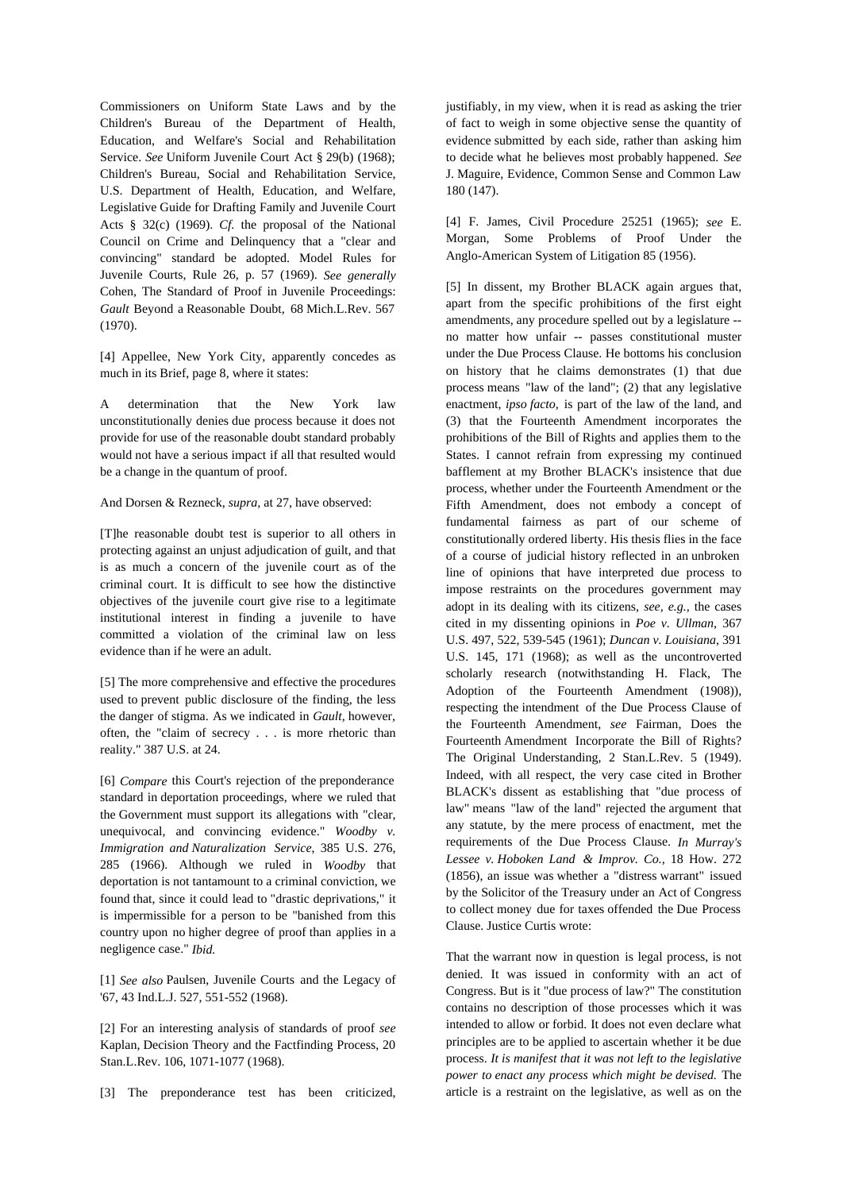Commissioners on Uniform State Laws and by the Children's Bureau of the Department of Health, Education, and Welfare's Social and Rehabilitation Service. *See* Uniform Juvenile Court Act § 29(b) (1968); Children's Bureau, Social and Rehabilitation Service, U.S. Department of Health, Education, and Welfare, Legislative Guide for Drafting Family and Juvenile Court Acts § 32(c) (1969). *Cf.* the proposal of the National Council on Crime and Delinquency that a "clear and convincing" standard be adopted. Model Rules for Juvenile Courts, Rule 26, p. 57 (1969). *See generally* Cohen, The Standard of Proof in Juvenile Proceedings: *Gault* Beyond a Reasonable Doubt, 68 Mich.L.Rev. 567 (1970).

[4] Appellee, New York City, apparently concedes as much in its Brief, page 8, where it states:

A determination that the New York law unconstitutionally denies due process because it does not provide for use of the reasonable doubt standard probably would not have a serious impact if all that resulted would be a change in the quantum of proof.

And Dorsen & Rezneck, *supra,* at 27, have observed:

[T]he reasonable doubt test is superior to all others in protecting against an unjust adjudication of guilt, and that is as much a concern of the juvenile court as of the criminal court. It is difficult to see how the distinctive objectives of the juvenile court give rise to a legitimate institutional interest in finding a juvenile to have committed a violation of the criminal law on less evidence than if he were an adult.

[5] The more comprehensive and effective the procedures used to prevent public disclosure of the finding, the less the danger of stigma. As we indicated in *Gault,* however, often, the "claim of secrecy . . . is more rhetoric than reality." 387 U.S. at 24.

[6] *Compare* this Court's rejection of the preponderance standard in deportation proceedings, where we ruled that the Government must support its allegations with "clear, unequivocal, and convincing evidence." *Woodby v. Immigration and Naturalization Service*, 385 U.S. 276, 285 (1966). Although we ruled in *Woodby* that deportation is not tantamount to a criminal conviction, we found that, since it could lead to "drastic deprivations," it is impermissible for a person to be "banished from this country upon no higher degree of proof than applies in a negligence case." *Ibid.*

[1] *See also* Paulsen, Juvenile Courts and the Legacy of '67, 43 Ind.L.J. 527, 551-552 (1968).

[2] For an interesting analysis of standards of proof *see* Kaplan, Decision Theory and the Factfinding Process, 20 Stan.L.Rev. 106, 1071-1077 (1968).

[3] The preponderance test has been criticized, justifiably, in my view, when it is read as asking the trier of fact to weigh in some objective sense the quantity of evidence submitted by each side, rather than asking him to decide what he believes most probably happened. *See* J. Maguire, Evidence, Common Sense and Common Law 180 (147).

[4] F. James, Civil Procedure 25251 (1965); *see* E. Morgan, Some Problems of Proof Under the Anglo-American System of Litigation 85 (1956).

[5] In dissent, my Brother BLACK again argues that, apart from the specific prohibitions of the first eight amendments, any procedure spelled out by a legislature -- no matter how unfair -- passes constitutional muster under the Due Process Clause. He bottoms his conclusion on history that he claims demonstrates (1) that due process means "law of the land"; (2) that any legislative enactment, *ipso facto,* is part of the law of the land, and (3) that the Fourteenth Amendment incorporates the prohibitions of the Bill of Rights and applies them to the States. I cannot refrain from expressing my continued bafflement at my Brother BLACK's insistence that due process, whether under the Fourteenth Amendment or the Fifth Amendment, does not embody a concept of fundamental fairness as part of our scheme of constitutionally ordered liberty. His thesis flies in the face of a course of judicial history reflected in an unbroken line of opinions that have interpreted due process to impose restraints on the procedures government may adopt in its dealing with its citizens, *see, e.g.,* the cases cited in my dissenting opinions in *Poe v. Ullman*, 367 U.S. 497, 522, 539-545 (1961); *Duncan v. Louisiana*, 391 U.S. 145, 171 (1968); as well as the uncontroverted scholarly research (notwithstanding H. Flack, The Adoption of the Fourteenth Amendment (1908)), respecting the intendment of the Due Process Clause of the Fourteenth Amendment, *see* Fairman, Does the Fourteenth Amendment Incorporate the Bill of Rights? The Original Understanding, 2 Stan.L.Rev. 5 (1949). Indeed, with all respect, the very case cited in Brother BLACK's dissent as establishing that "due process of law" means "law of the land" rejected the argument that any statute, by the mere process of enactment, met the requirements of the Due Process Clause. *In Murray's Lessee v. Hoboken Land & Improv. Co.,* 18 How. 272 (1856), an issue was whether a "distress warrant" issued by the Solicitor of the Treasury under an Act of Congress to collect money due for taxes offended the Due Process Clause. Justice Curtis wrote:

That the warrant now in question is legal process, is not denied. It was issued in conformity with an act of Congress. But is it "due process of law?" The constitution contains no description of those processes which it was intended to allow or forbid. It does not even declare what principles are to be applied to ascertain whether it be due process. *It is manifest that it was not left to the legislative power to enact any process which might be devised.* The article is a restraint on the legislative, as well as on the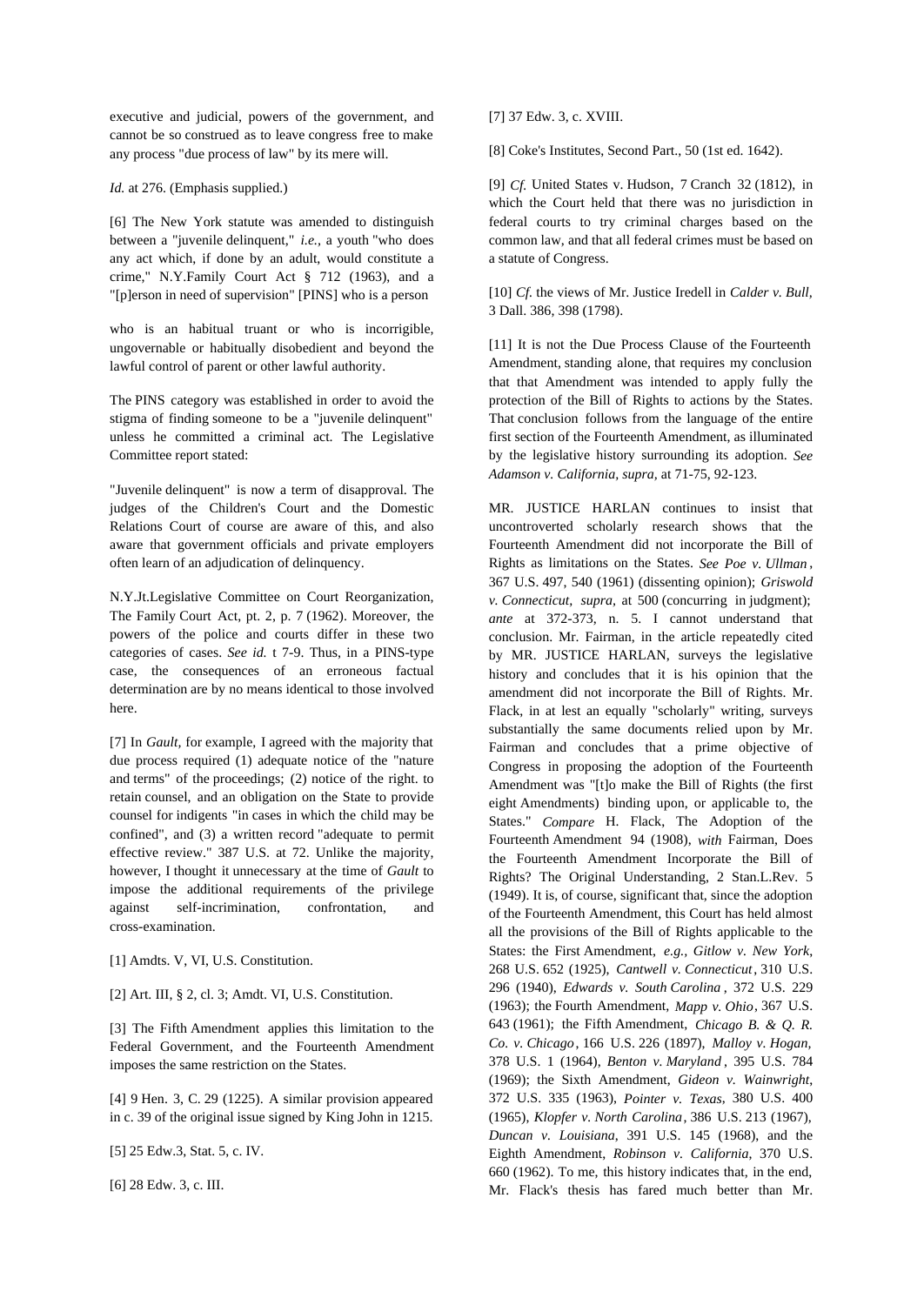executive and judicial, powers of the government, and cannot be so construed as to leave congress free to make any process "due process of law" by its mere will.

*Id.* at 276. (Emphasis supplied.)

[6] The New York statute was amended to distinguish between a "juvenile delinquent," *i.e.,* a youth "who does any act which, if done by an adult, would constitute a crime," N.Y.Family Court Act § 712 (1963), and a "[p]erson in need of supervision" [PINS] who is a person

who is an habitual truant or who is incorrigible, ungovernable or habitually disobedient and beyond the lawful control of parent or other lawful authority.

The PINS category was established in order to avoid the stigma of finding someone to be a "juvenile delinquent" unless he committed a criminal act. The Legislative Committee report stated:

"Juvenile delinquent" is now a term of disapproval. The judges of the Children's Court and the Domestic Relations Court of course are aware of this, and also aware that government officials and private employers often learn of an adjudication of delinquency.

N.Y.Jt.Legislative Committee on Court Reorganization, The Family Court Act, pt. 2, p. 7 (1962). Moreover, the powers of the police and courts differ in these two categories of cases. *See id.* t 7-9. Thus, in a PINS-type case, the consequences of an erroneous factual determination are by no means identical to those involved here.

[7] In *Gault,* for example, I agreed with the majority that due process required (1) adequate notice of the "nature and terms" of the proceedings; (2) notice of the right. to retain counsel, and an obligation on the State to provide counsel for indigents "in cases in which the child may be confined", and (3) a written record "adequate to permit effective review." 387 U.S. at 72. Unlike the majority, however, I thought it unnecessary at the time of *Gault* to impose the additional requirements of the privilege against self-incrimination, confrontation, and cross-examination.

[1] Amdts. V, VI, U.S. Constitution.

[2] Art. III, § 2, cl. 3; Amdt. VI, U.S. Constitution.

[3] The Fifth Amendment applies this limitation to the Federal Government, and the Fourteenth Amendment imposes the same restriction on the States.

[4] 9 Hen. 3, C. 29 (1225). A similar provision appeared in c. 39 of the original issue signed by King John in 1215.

[5] 25 Edw.3, Stat. 5, c. IV.

[6] 28 Edw. 3, c. III.

[7] 37 Edw. 3, c. XVIII.

[8] Coke's Institutes, Second Part., 50 (1st ed. 1642).

[9] *Cf.* United States v. Hudson, 7 Cranch 32 (1812), in which the Court held that there was no jurisdiction in federal courts to try criminal charges based on the common law, and that all federal crimes must be based on a statute of Congress.

[10] *Cf.* the views of Mr. Justice Iredell in *Calder v. Bull,* 3 Dall. 386, 398 (1798).

[11] It is not the Due Process Clause of the Fourteenth Amendment, standing alone, that requires my conclusion that that Amendment was intended to apply fully the protection of the Bill of Rights to actions by the States. That conclusion follows from the language of the entire first section of the Fourteenth Amendment, as illuminated by the legislative history surrounding its adoption. *See Adamson v. California, supra,* at 71-75, 92-123.

MR. JUSTICE HARLAN continues to insist that uncontroverted scholarly research shows that the Fourteenth Amendment did not incorporate the Bill of Rights as limitations on the States. *See Poe v. Ullman*, 367 U.S. 497, 540 (1961) (dissenting opinion); *Griswold v. Connecticut, supra,* at 500 (concurring in judgment); *ante* at 372-373, n. 5. I cannot understand that conclusion. Mr. Fairman, in the article repeatedly cited by MR. JUSTICE HARLAN, surveys the legislative history and concludes that it is his opinion that the amendment did not incorporate the Bill of Rights. Mr. Flack, in at lest an equally "scholarly" writing, surveys substantially the same documents relied upon by Mr. Fairman and concludes that a prime objective of Congress in proposing the adoption of the Fourteenth Amendment was "[t]o make the Bill of Rights (the first eight Amendments) binding upon, or applicable to, the States." *Compare* H. Flack, The Adoption of the Fourteenth Amendment 94 (1908), *with* Fairman, Does the Fourteenth Amendment Incorporate the Bill of Rights? The Original Understanding, 2 Stan.L.Rev. 5 (1949). It is, of course, significant that, since the adoption of the Fourteenth Amendment, this Court has held almost all the provisions of the Bill of Rights applicable to the States: the First Amendment, *e.g., Gitlow v. New York*, 268 U.S. 652 (1925), *Cantwell v. Connecticut*, 310 U.S. 296 (1940), *Edwards v. South Carolina* , 372 U.S. 229 (1963); the Fourth Amendment, *Mapp v. Ohio*, 367 U.S. 643 (1961); the Fifth Amendment, *Chicago B. & Q. R. Co. v. Chicago*, 166 U.S. 226 (1897), *Malloy v. Hogan,* 378 U.S. 1 (1964), *Benton v. Maryland* , 395 U.S. 784 (1969); the Sixth Amendment, *Gideon v. Wainwright*, 372 U.S. 335 (1963), *Pointer v. Texas*, 380 U.S. 400 (1965), *Klopfer v. North Carolina*, 386 U.S. 213 (1967), *Duncan v. Louisiana*, 391 U.S. 145 (1968), and the Eighth Amendment, *Robinson v. California*, 370 U.S. 660 (1962). To me, this history indicates that, in the end, Mr. Flack's thesis has fared much better than Mr.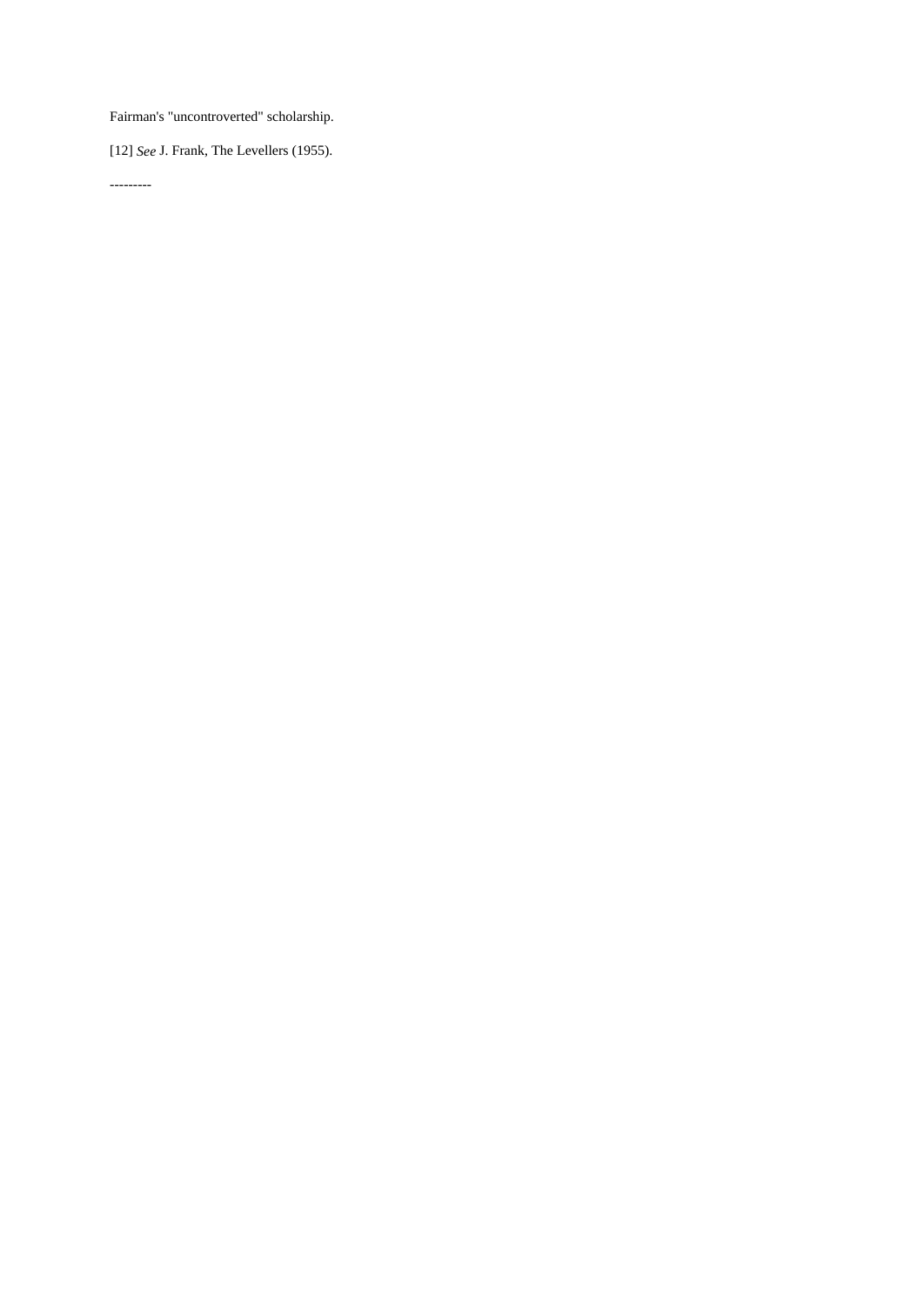Fairman's "uncontroverted" scholarship.

[12] *See* J. Frank, The Levellers (1955).

---------